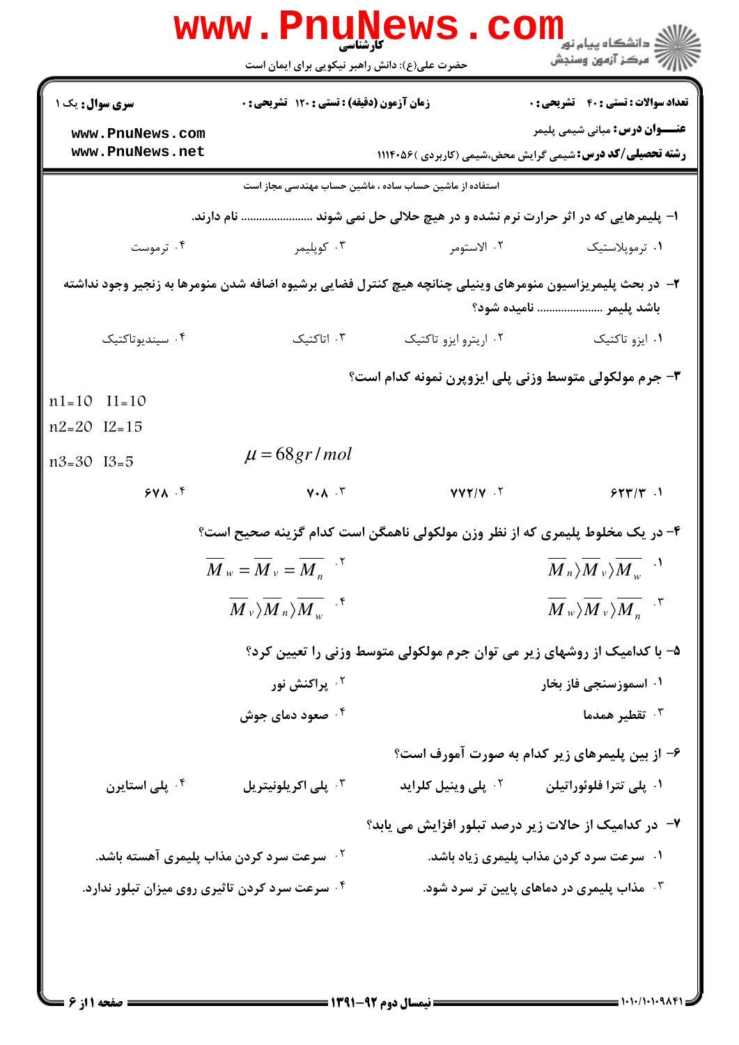کارشناسی

حضرت علی(ع): دانش راهبر نیکویی برای ایمان است

**سری سوال:** یک ۱ | **زمان آزمون (دقیقه) : تستی :** ۱۲۰ **تشریحی :** ۰ | **تعداد سوالات : تستی :** ۴۰ **تشریحی :** ۰

**عنـــوان درس:** مبانی شیمی پلیمر

**رشته تحصیلی/کد درس:** شیمی گرایش محض،شیمی (کاربردی )۱۱۱۴۰۵۶

استفاده از ماشین حساب ساده ، ماشین حساب مهندسی مجاز است

۱- پلیمرهایی که در اثر حرارت نرم نشده و در هیچ حلالی حل نمی شوند ....................... نام دارند.

۱. ترموپلاستیک ۲. الاستومر ۳. کوپلیمر ۴. ترموست

۲- در بحث پلیمریزاسیون منومرهای وینیلی چنانچه هیچ کنترل فضایی برشیوه اضافه شدن منومرها به زنجیر وجود نداشته باشد پلیمر ....................... نامیده شود؟

۱. ایزو تاکتیک ۲. اریترو ایزو تاکتیک ۳. اتاکتیک ۴. سیندیوتاکتیک

۳- جرم مولکولی متوسط وزنی پلی ایزوپرن نمونه کدام است؟

n1=10 I1=10

n2=20 I2=15

n3=30 I3=5

$\mu = 68 gr/mol$

۱. ۶۲۳/۳ ۲. ۷۷۲/۷ ۳. ۷۰۸ ۴. ۶۷۸

۴- در یک مخلوط پلیمری که از نظر وزن مولکولی ناهمگن است کدام گزینه صحیح است؟

۱. $\overline{M}_n \rangle \overline{M}_v \rangle \overline{M}_w$

۲. $\overline{M}_w = \overline{M}_v = \overline{M}_n$

۳. $\overline{M}_w \rangle \overline{M}_v \rangle \overline{M}_n$

۴. $\overline{M}_v \rangle \overline{M}_n \rangle \overline{M}_w$

۵- با کدامیک از روشهای زیر می توان جرم مولکولی متوسط وزنی را تعیین کرد؟

۱. اسموزسنجی فاز بخار ۲. پراکنش نور

۳. تقطیر همدما ۴. صعود دمای جوش

۶- از بین پلیمرهای زیر کدام به صورت آموزف است؟

۱. پلی تترا فلوئوراتیلن ۲. پلی وینیل کلراید ۳. پلی اکریلونیتریل ۴. پلی استایرن

۷- در کدامیک از حالات زیر درصد تبلور افزایش می یابد؟

۱. سرعت سرد کردن مذاب پلیمری زیاد باشد. ۲. سرعت سرد کردن مذاب پلیمری آهسته باشد.

۳. مذاب پلیمری در دماهای پایین تر سرد شود. ۴. سرعت سرد کردن تاثیری روی میزان تبلور ندارد.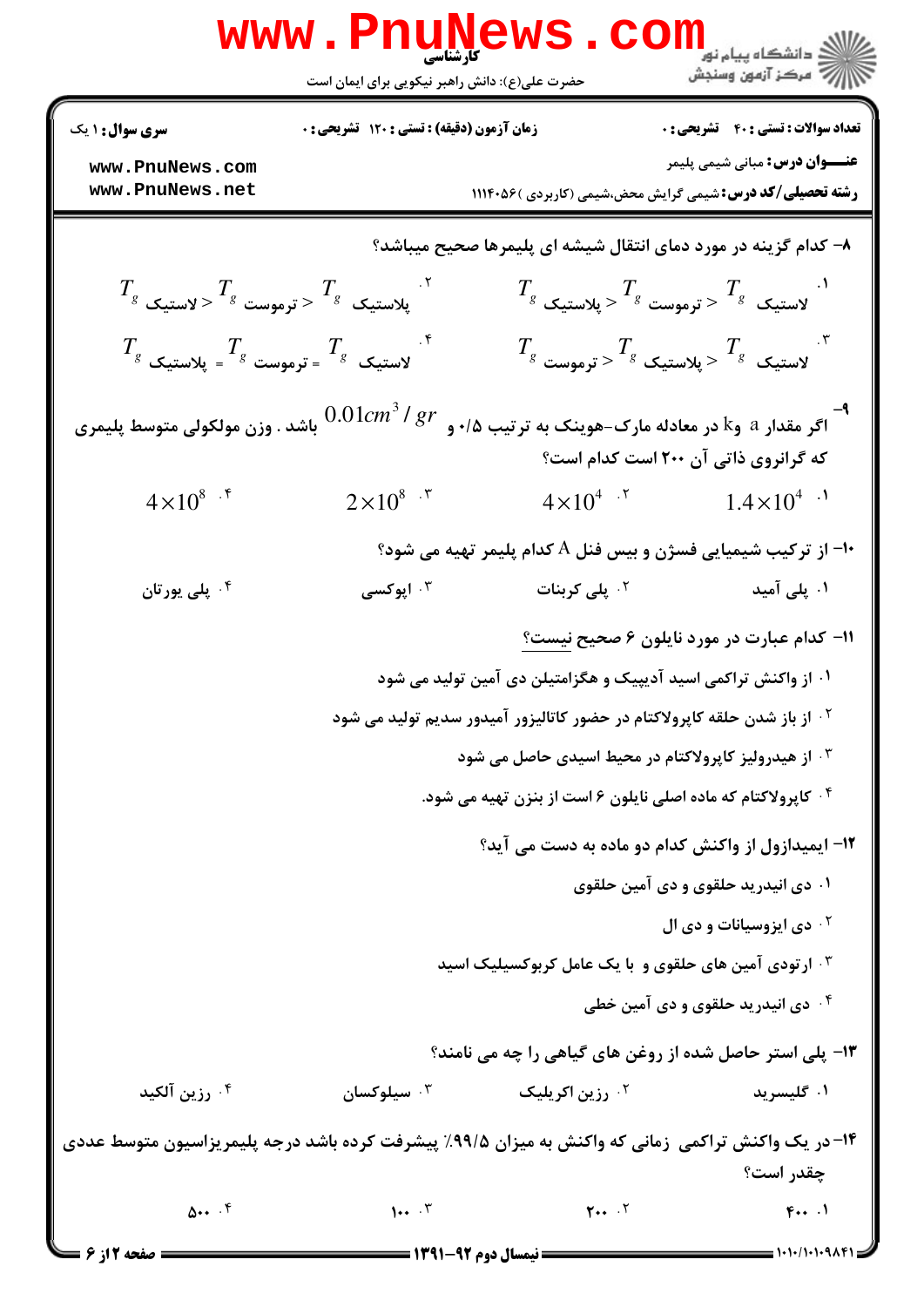۸- کدام گزینه در مورد دمای انتقال شیشه ای پلیمرها صحیح میباشد؟

۱. $T_g$ لاستیک < $T_g$ ترموست < $T_g$ پلاستیک

۲. $T_g$ پلاستیک < $T_g$ ترموست < $T_g$ لاستیک

۳. $T_g$ لاستیک < $T_g$ پلاستیک < $T_g$ ترموست

۴. $T_g$ لاستیک = $T_g$ ترموست = $T_g$ پلاستیک

۹- اگر مقدار a و $k_g$ در معادله مارک-هوینک به ترتیب ۰/۵ و $0.01 cm^3/gr$ باشد . وزن مولکولی متوسط پلیمری که گرانروی ذاتی آن ۲۰۰ است کدام است؟

۱. $1.4\times10^4$

۲. $4\times10^4$

۳. $2\times10^8$

۴. $4\times10^8$

۱۰- از ترکیب شیمیایی فسژن و بیس فنل A کدام پلیمر تهیه می شود؟

۱. پلی آمید

۲. پلی کربنات

۳. اپوکسی

۴. پلی یورتان

۱۱- کدام عبارت در مورد نایلون ۶ صحیح نیست؟

۱. از واکنش تراکمی اسید آدیپیک و هگزامتیلن دی آمین تولید می شود

۲. از باز شدن حلقه کاپرولاکتام در حضور کاتالیزور آمیدور سدیم تولید می شود

۳. از هیدرولیز کاپرولاکتام در محیط اسیدی حاصل می شود

۴. کاپرولاکتام که ماده اصلی نایلون ۶ است از بنزن تهیه می شود.

۱۲- ایمیدازول از واکنش کدام دو ماده به دست می آید؟

۱. دی انیدرید حلقوی و دی آمین حلقوی

۲. دی ایزوسیانات و دی ال

۳. ارتودی آمین های حلقوی و با یک عامل کربوکسیلیک اسید

۴. دی انیدرید حلقوی و دی آمین خطی

۱۳- پلی استر حاصل شده از روغن های گیاهی را چه می نامند؟

۱. گلیسرید

۲. رزین اکریلیک

۳. سیلوکسان

۴. رزین آلکید

۱۴- در یک واکنش تراکمی زمانی که واکنش به میزان ۹۹/۵٪ پیشرفت کرده باشد درجه پلیمریزاسیون متوسط عددی چقدر است؟

۱. ۴۰۰

۲. ۲۰۰

۳. ۱۰۰

۴. ۵۰۰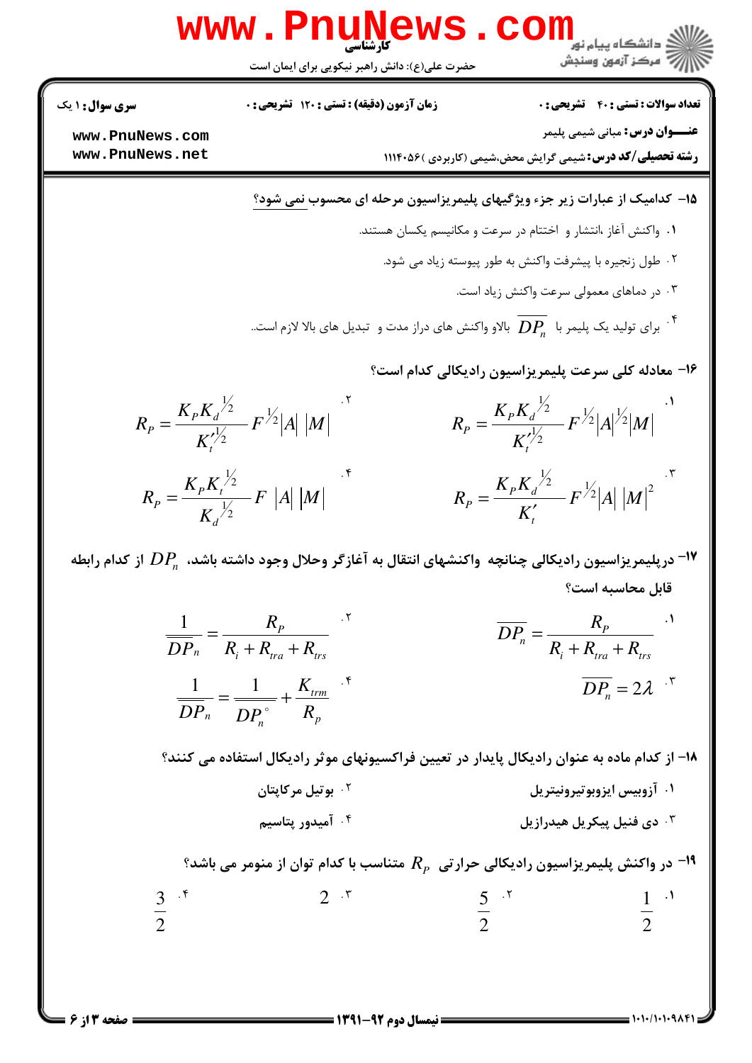۱۵- کدامیک از عبارات زیر جزء ویژگیهای پلیمریزاسیون مرحله ای محسوب نمی شود؟

۱. واکنش آغاز ،انتشار و اختتام در سرعت و مکانیسم یکسان هستند.

۲. طول زنجیره با پیشرفت واکنش به طور پیوسته زیاد می شود.

۳. در دماهای معمولی سرعت واکنش زیاد است.

۴. برای تولید یک پلیمر با $\overline{DP_n}$ بالاو واکنش های دراز مدت و تبدیل های بالا لازم است.

۱۶- معادله کلی سرعت پلیمریزاسیون رادیکالی کدام است؟

۱. $R_P = \dfrac{K_P K_d^{1/2}}{K_t'^{1/2}} F^{1/2} |A|^{1/2} |M|$

۲. $R_P = \dfrac{K_P K_d^{1/2}}{K_t'^{1/2}} F^{1/2} |A| \, |M|$

۳. $R_P = \dfrac{K_P K_d^{1/2}}{K_t'} F^{1/2} |A| \, |M|^2$

۴. $R_P = \dfrac{K_P K_t^{1/2}}{K_d^{1/2}} F \, |A| \, |M|$

۱۷- درپلیمریزاسیون رادیکالی چنانچه واکنشهای انتقال به آغازگر وحلال وجود داشته باشد، $DP_n$ از کدام رابطه قابل محاسبه است؟

۱. $\overline{DP_n} = \dfrac{R_P}{R_i + R_{tra} + R_{trs}}$

۲. $\dfrac{1}{\overline{DP_n}} = \dfrac{R_P}{R_i + R_{tra} + R_{trs}}$

۳. $\overline{DP_n} = 2\lambda$

۴. $\dfrac{1}{\overline{DP_n}} = \dfrac{1}{\overline{DP_n^{\circ}}} + \dfrac{K_{trm}}{R_p}$

۱۸- از کدام ماده به عنوان رادیکال پایدار در تعیین فراکسیونهای موثر رادیکال استفاده می کنند؟

۱. آزوبیس ایزوبوتیرونیتریل

۲. بوتیل مرکاپتان

۳. دی فنیل پیکریل هیدرازیل

۴. آمیدور پتاسیم

۱۹- در واکنش پلیمریزاسیون رادیکالی حرارتی $R_P$ متناسب با کدام توان از منومر می باشد؟

۱. $\dfrac{1}{2}$

۲. $\dfrac{5}{2}$

۳. $2$

۴. $\dfrac{3}{2}$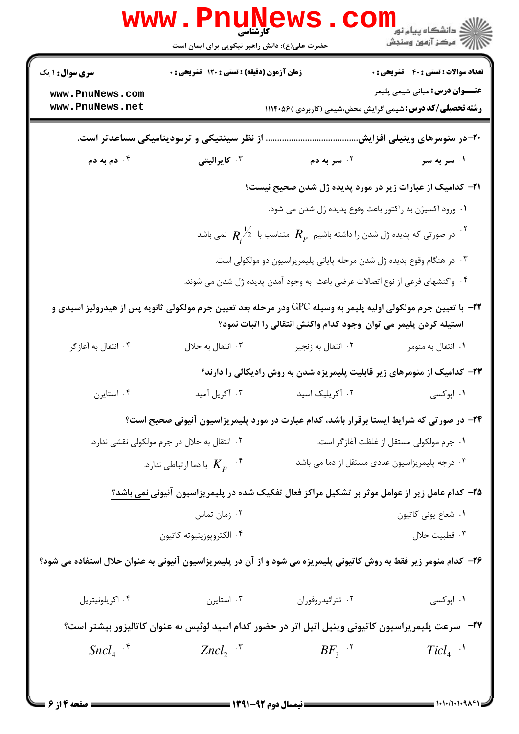**۲۰–در منومرهای وینیلی افزایش...................................... از نظر سینتیکی و ترمودینامیکی مساعدتر است.**

۱. سر به سر
۲. سر به دم
۳. کایرالیتی
۴. دم به دم

**۲۱– کدامیک از عبارات زیر در مورد پدیده ژل شدن صحیح نیست؟**

۱. ورود اکسیژن به راکتور باعث وقوع پدیده ژل شدن می شود.
۲. در صورتی که پدیده ژل شدن را داشته باشیم $R_p$ متناسب با $R_i^{1/2}$ نمی باشد
۳. در هنگام وقوع پدیده ژل شدن مرحله پایانی پلیمریزاسیون دو مولکولی است.
۴. واکنشهای فرعی از نوع اتصالات عرضی باعث به وجود آمدن پدیده ژل شدن می شوند.

**۲۲– با تعیین جرم مولکولی اولیه پلیمر به وسیله GPC ودر مرحله بعد تعیین جرم مولکولی ثانویه پس از هیدرولیز اسیدی و استیله کردن پلیمر می توان وجود کدام واکنش انتقالی را اثبات نمود؟**

۱. انتقال به منومر
۲. انتقال به زنجیر
۳. انتقال به حلال
۴. انتقال به آغازگر

**۲۳– کدامیک از منومرهای زیر قابلیت پلیمریزه شدن به روش رادیکالی را دارند؟**

۱. اپوکسی
۲. آکریلیک اسید
۳. آکریل آمید
۴. استایرن

**۲۴– در صورتی که شرایط ایستا برقرار باشد، کدام عبارت در مورد پلیمریزاسیون آنیونی صحیح است؟**

۱. جرم مولکولی مستقل از غلظت آغازگر است.
۲. انتقال به حلال در جرم مولکولی نقشی ندارد.
۳. درجه پلیمریزاسیون عددی مستقل از دما می باشد
۴. $K_p$ با دما ارتباطی ندارد.

**۲۵– کدام عامل زیر از عوامل موثر بر تشکیل مراکز فعال تفکیک شده در پلیمریزاسیون آنیونی نمی باشد؟**

۱. شعاع یونی کاتیون
۲. زمان تماس
۳. قطبیت حلال
۴. الکتروپوزیتیوته کاتیون

**۲۶– کدام منومر زیر فقط به روش کاتیونی پلیمریزه می شود و از آن در پلیمریزاسیون آنیونی به عنوان حلال استفاده می شود؟**

۱. اپوکسی
۲. تترائیدروفوران
۳. استایرن
۴. اکریلونیتریل

**۲۷– سرعت پلیمریزاسیون کاتیونی وینیل اتیل اتر در حضور کدام اسید لوئیس به عنوان کاتالیزور بیشتر است؟**

۱. $TiCl_4$
۲. $BF_3$
۳. $ZnCl_2$
۴. $SnCl_4$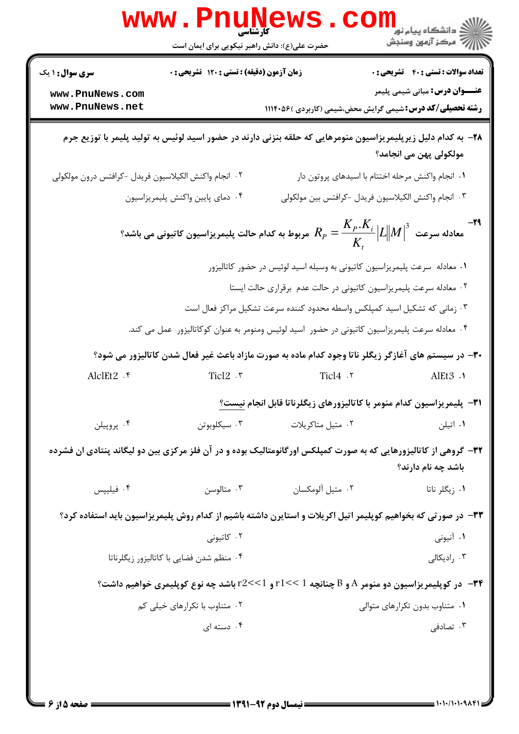۲۸- به کدام دلیل زیرپلیمریزاسیون منومرهایی که حلقه بنزنی دارند در حضور اسید لوئیس به تولید پلیمر با توزیع جرم مولکولی پهن می انجامد؟

۱. انجام واکنش مرحله اختتام با اسیدهای پروتون دار

۲. انجام واکنش الکیلاسیون فریدل -کرافتس درون مولکولی

۳. انجام واکنش الکیلاسیون فریدل -کرافتس بین مولکولی

۴. دمای پایین واکنش پلیمریزاسیون

۲۹- معادله سرعت $R_P = \frac{K_P.K_i}{K_t}|L||M|^3$ مربوط به کدام حالت پلیمریزاسیون کاتیونی می باشد؟

۱. معادله سرعت پلیمریزاسیون کاتیونی به وسیله اسید لوئیس در حضور کاتالیزور

۲. معادله سرعت پلیمریزاسیون کاتیونی در حالت عدم برقراری حالت ایستا

۳. زمانی که تشکیل اسید کمپلکس واسطه محدود کننده سرعت تشکیل مراکز فعال است

۴. معادله سرعت پلیمریزاسیون کاتیونی در حضور اسید لوئیس ومنومر به عنوان کوکاتالیزور عمل می کند.

۳۰- در سیستم های آغازگر زیگلر ناتا وجود کدام ماده به صورت مازاد باعث غیر فعال شدن کاتالیزور می شود؟

۱. $AlEt_3$

۲. $TiCl_4$

۳. $TiCl_2$

۴. $AlClEt_2$

۳۱- پلیمریزاسیون کدام منومر با کاتالیزورهای زیگلرناتا قابل انجام **نیست**؟

۱. اتیلن

۲. متیل متاکریلات

۳. سیکلوبوتن

۴. پروپیلن

۳۲- گروهی از کاتالیزورهایی که به صورت کمپلکس اورگانومتالیک بوده و در آن فلز مرکزی بین دو لیگاند پنتادی ان فشرده باشد چه نام دارند؟

۱. زیگلر ناتا

۲. متیل آلومکسان

۳. متالوسن

۴. فیلیپس

۳۳- در صورتی که بخواهیم کوپلیمر اتیل اکریلات و استایرن داشته باشیم از کدام روش پلیمریزاسیون باید استفاده کرد؟

۱. آنیونی

۲. کاتیونی

۳. رادیکالی

۴. منظم شدن فضایی با کاتالیزور زیگلرناتا

۳۴- در کوپلیمریزاسیون دو منومر A و B چنانچه $r1<<1$ و $r2<<1$ باشد چه نوع کوپلیمری خواهیم داشت؟

۱. متناوب بدون تکرارهای متوالی

۲. متناوب با تکرارهای خیلی کم

۳. تصادفی

۴. دسته ای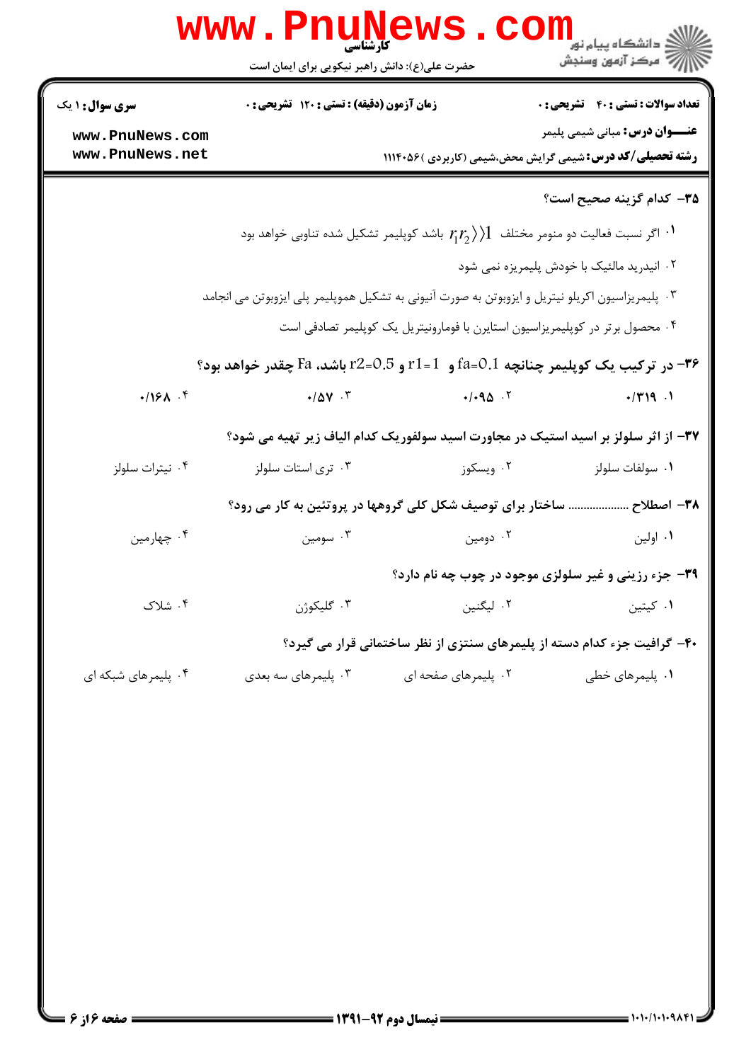۳۵- کدام گزینه صحیح است؟

۱. اگر نسبت فعالیت دو منومر مختلف $r_1r_2\rangle\rangle 1$ باشد کوپلیمر تشکیل شده تناوبی خواهد بود

۲. انیدرید مالئیک با خودش پلیمریزه نمی شود

۳. پلیمریزاسیون اکریلو نیتریل و ایزوبوتن به صورت آنیونی به تشکیل هموپلیمر پلی ایزوبوتن می انجامد

۴. محصول برتر در کوپلیمریزاسیون استایرن با فومارونیتریل یک کوپلیمر تصادفی است

۳۶- در ترکیب یک کوپلیمر چنانچه fa=0.1 و r1=1 و r2=0.5 باشد، Fa چقدر خواهد بود؟

۱. ۰/۳۱۹
۲. ۰/۰۹۵
۳. ۰/۵۷
۴. ۰/۱۶۸

۳۷- از اثر سلولز بر اسید استیک در مجاورت اسید سولفوریک کدام الیاف زیر تهیه می شود؟

۱. سولفات سلولز
۲. ویسکوز
۳. تری استات سلولز
۴. نیترات سلولز

۳۸- اصطلاح ................... ساختار برای توصیف شکل کلی گروهها در پروتئین به کار می رود؟

۱. اولین
۲. دومین
۳. سومین
۴. چهارمین

۳۹- جزء رزینی و غیر سلولزی موجود در چوب چه نام دارد؟

۱. کیتین
۲. لیگنین
۳. گلیکوژن
۴. شلاک

۴۰- گرافیت جزء کدام دسته از پلیمرهای سنتزی از نظر ساختمانی قرار می گیرد؟

۱. پلیمرهای خطی
۲. پلیمرهای صفحه ای
۳. پلیمرهای سه بعدی
۴. پلیمرهای شبکه ای